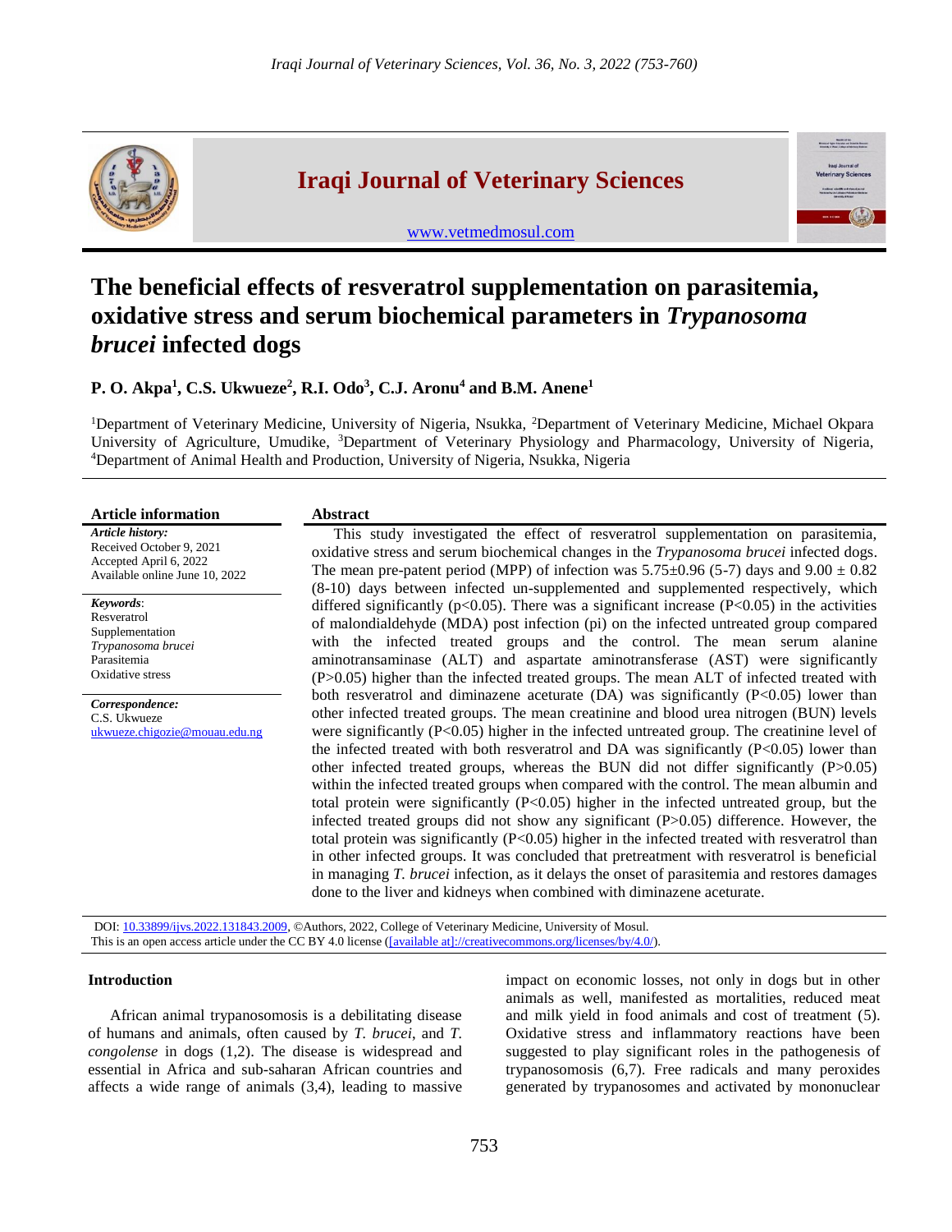# The beneficial effects of resveratrol supplementation on parasitemia, oxidative stress and serum biochemical parameters in *Trypanosoma brucei* infected dogs

**P. O. Akpa[1], C.S. Ukwueze[2], R.I. Odo[3], C.J. Aronu[4] and B.M. Anene[1]**

[1]Department of Veterinary Medicine, University of Nigeria, Nsukka, [2]Department of Veterinary Medicine, Michael Okpara University of Agriculture, Umudike, [3]Department of Veterinary Physiology and Pharmacology, University of Nigeria, [4]Department of Animal Health and Production, University of Nigeria, Nsukka, Nigeria

**Article information**

***Article history:***
Received October 9, 2021
Accepted April 6, 2022
Available online June 10, 2022

***Keywords***:
Resveratrol
Supplementation
*Trypanosoma brucei*
Parasitemia
Oxidative stress

***Correspondence:***
C.S. Ukwueze
ukwueze.chigozie@mouau.edu.ng

**Abstract**

This study investigated the effect of resveratrol supplementation on parasitemia, oxidative stress and serum biochemical changes in the *Trypanosoma brucei* infected dogs. The mean pre-patent period (MPP) of infection was 5.75±0.96 (5-7) days and 9.00 ± 0.82 (8-10) days between infected un-supplemented and supplemented respectively, which differed significantly (p<0.05). There was a significant increase (P<0.05) in the activities of malondialdehyde (MDA) post infection (pi) on the infected untreated group compared with the infected treated groups and the control. The mean serum alanine aminotransaminase (ALT) and aspartate aminotransferase (AST) were significantly (P>0.05) higher than the infected treated groups. The mean ALT of infected treated with both resveratrol and diminazene aceturate (DA) was significantly (P<0.05) lower than other infected treated groups. The mean creatinine and blood urea nitrogen (BUN) levels were significantly (P<0.05) higher in the infected untreated group. The creatinine level of the infected treated with both resveratrol and DA was significantly (P<0.05) lower than other infected treated groups, whereas the BUN did not differ significantly (P>0.05) within the infected treated groups when compared with the control. The mean albumin and total protein were significantly (P<0.05) higher in the infected untreated group, but the infected treated groups did not show any significant (P>0.05) difference. However, the total protein was significantly (P<0.05) higher in the infected treated with resveratrol than in other infected groups. It was concluded that pretreatment with resveratrol is beneficial in managing *T. brucei* infection, as it delays the onset of parasitemia and restores damages done to the liver and kidneys when combined with diminazene aceturate.

DOI: 10.33899/ijvs.2022.131843.2009, ©Authors, 2022, College of Veterinary Medicine, University of Mosul.
This is an open access article under the CC BY 4.0 license ([available at]://creativecommons.org/licenses/by/4.0/).

## Introduction

African animal trypanosomosis is a debilitating disease of humans and animals, often caused by *T. brucei*, and *T. congolense* in dogs (1,2). The disease is widespread and essential in Africa and sub-saharan African countries and affects a wide range of animals (3,4), leading to massive impact on economic losses, not only in dogs but in other animals as well, manifested as mortalities, reduced meat and milk yield in food animals and cost of treatment (5). Oxidative stress and inflammatory reactions have been suggested to play significant roles in the pathogenesis of trypanosomosis (6,7). Free radicals and many peroxides generated by trypanosomes and activated by mononuclear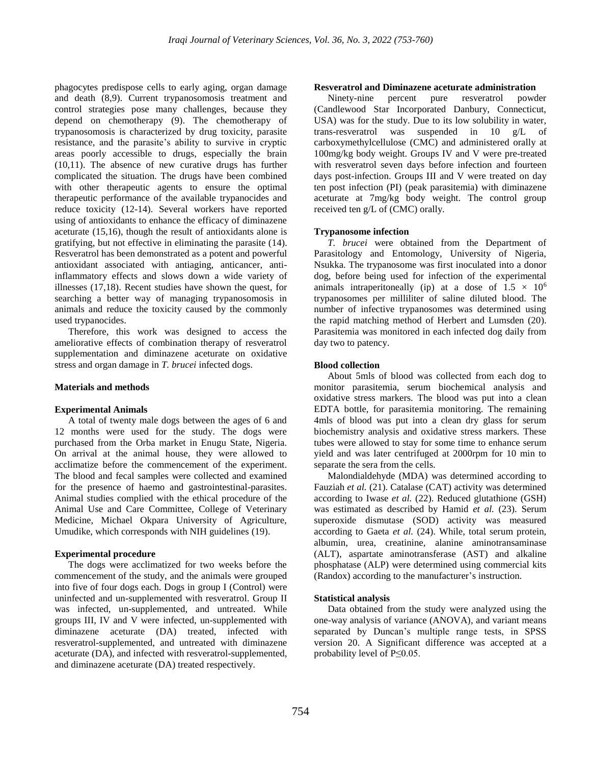phagocytes predispose cells to early aging, organ damage and death (8,9). Current trypanosomosis treatment and control strategies pose many challenges, because they depend on chemotherapy (9). The chemotherapy of trypanosomosis is characterized by drug toxicity, parasite resistance, and the parasite's ability to survive in cryptic areas poorly accessible to drugs, especially the brain (10,11). The absence of new curative drugs has further complicated the situation. The drugs have been combined with other therapeutic agents to ensure the optimal therapeutic performance of the available trypanocides and reduce toxicity (12-14). Several workers have reported using of antioxidants to enhance the efficacy of diminazene aceturate (15,16), though the result of antioxidants alone is gratifying, but not effective in eliminating the parasite (14). Resveratrol has been demonstrated as a potent and powerful antioxidant associated with antiaging, anticancer, anti-inflammatory effects and slows down a wide variety of illnesses (17,18). Recent studies have shown the quest, for searching a better way of managing trypanosomosis in animals and reduce the toxicity caused by the commonly used trypanocides.

Therefore, this work was designed to access the ameliorative effects of combination therapy of resveratrol supplementation and diminazene aceturate on oxidative stress and organ damage in *T. brucei* infected dogs.

## Materials and methods

### Experimental Animals

A total of twenty male dogs between the ages of 6 and 12 months were used for the study. The dogs were purchased from the Orba market in Enugu State, Nigeria. On arrival at the animal house, they were allowed to acclimatize before the commencement of the experiment. The blood and fecal samples were collected and examined for the presence of haemo and gastrointestinal-parasites. Animal studies complied with the ethical procedure of the Animal Use and Care Committee, College of Veterinary Medicine, Michael Okpara University of Agriculture, Umudike, which corresponds with NIH guidelines (19).

### Experimental procedure

The dogs were acclimatized for two weeks before the commencement of the study, and the animals were grouped into five of four dogs each. Dogs in group I (Control) were uninfected and un-supplemented with resveratrol. Group II was infected, un-supplemented, and untreated. While groups III, IV and V were infected, un-supplemented with diminazene aceturate (DA) treated, infected with resveratrol-supplemented, and untreated with diminazene aceturate (DA), and infected with resveratrol-supplemented, and diminazene aceturate (DA) treated respectively.

### Resveratrol and Diminazene aceturate administration

Ninety-nine percent pure resveratrol powder (Candlewood Star Incorporated Danbury, Connecticut, USA) was for the study. Due to its low solubility in water, trans-resveratrol was suspended in 10 g/L of carboxymethylcellulose (CMC) and administered orally at 100mg/kg body weight. Groups IV and V were pre-treated with resveratrol seven days before infection and fourteen days post-infection. Groups III and V were treated on day ten post infection (PI) (peak parasitemia) with diminazene aceturate at 7mg/kg body weight. The control group received ten g/L of (CMC) orally.

### Trypanosome infection

*T. brucei* were obtained from the Department of Parasitology and Entomology, University of Nigeria, Nsukka. The trypanosome was first inoculated into a donor dog, before being used for infection of the experimental animals intraperitoneally (ip) at a dose of $1.5 \times 10^6$ trypanosomes per milliliter of saline diluted blood. The number of infective trypanosomes was determined using the rapid matching method of Herbert and Lumsden (20). Parasitemia was monitored in each infected dog daily from day two to patency.

### Blood collection

About 5mls of blood was collected from each dog to monitor parasitemia, serum biochemical analysis and oxidative stress markers. The blood was put into a clean EDTA bottle, for parasitemia monitoring. The remaining 4mls of blood was put into a clean dry glass for serum biochemistry analysis and oxidative stress markers. These tubes were allowed to stay for some time to enhance serum yield and was later centrifuged at 2000rpm for 10 min to separate the sera from the cells.

Malondialdehyde (MDA) was determined according to Fauziah *et al.* (21). Catalase (CAT) activity was determined according to Iwase *et al.* (22). Reduced glutathione (GSH) was estimated as described by Hamid *et al.* (23). Serum superoxide dismutase (SOD) activity was measured according to Gaeta *et al.* (24). While, total serum protein, albumin, urea, creatinine, alanine aminotransaminase (ALT), aspartate aminotransferase (AST) and alkaline phosphatase (ALP) were determined using commercial kits (Randox) according to the manufacturer's instruction.

### Statistical analysis

Data obtained from the study were analyzed using the one-way analysis of variance (ANOVA), and variant means separated by Duncan's multiple range tests, in SPSS version 20. A Significant difference was accepted at a probability level of $P \leq 0.05$.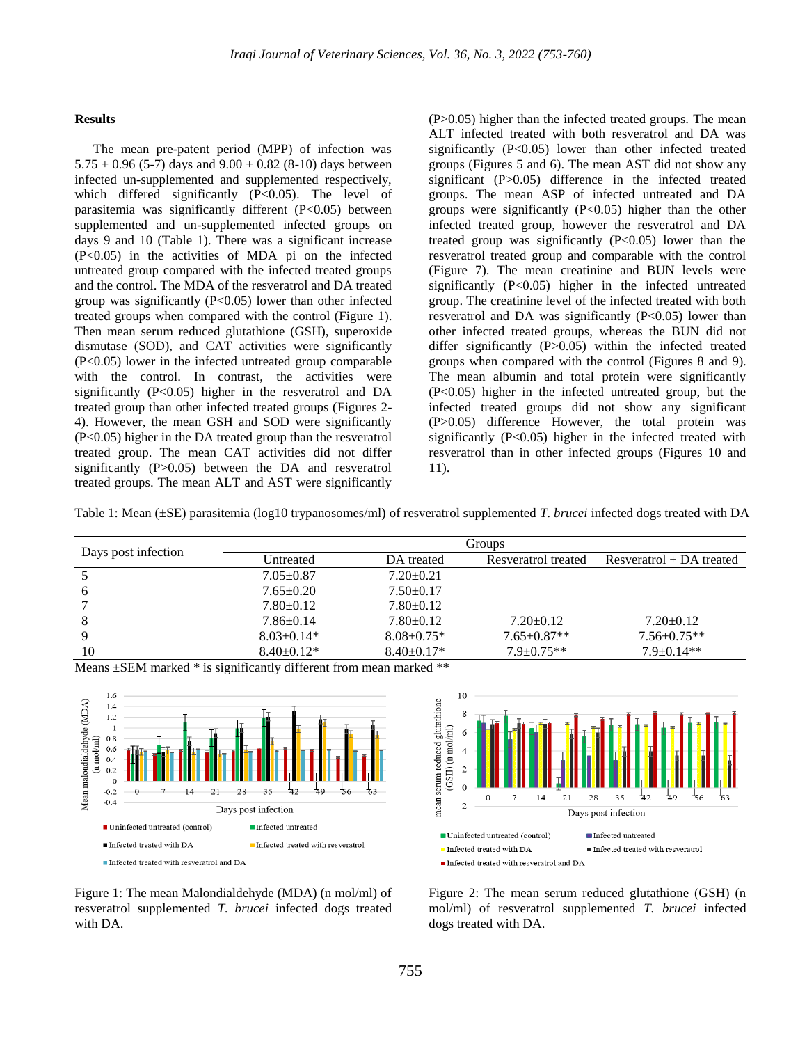### Results

The mean pre-patent period (MPP) of infection was 5.75 ± 0.96 (5-7) days and 9.00 ± 0.82 (8-10) days between infected un-supplemented and supplemented respectively, which differed significantly (P<0.05). The level of parasitemia was significantly different (P<0.05) between supplemented and un-supplemented infected groups on days 9 and 10 (Table 1). There was a significant increase (P<0.05) in the activities of MDA pi on the infected untreated group compared with the infected treated groups and the control. The MDA of the resveratrol and DA treated group was significantly (P<0.05) lower than other infected treated groups when compared with the control (Figure 1). Then mean serum reduced glutathione (GSH), superoxide dismutase (SOD), and CAT activities were significantly (P<0.05) lower in the infected untreated group comparable with the control. In contrast, the activities were significantly (P<0.05) higher in the resveratrol and DA treated group than other infected treated groups (Figures 2-4). However, the mean GSH and SOD were significantly (P<0.05) higher in the DA treated group than the resveratrol treated group. The mean CAT activities did not differ significantly (P>0.05) between the DA and resveratrol treated groups. The mean ALT and AST were significantly (P>0.05) higher than the infected treated groups. The mean ALT infected treated with both resveratrol and DA was significantly (P<0.05) lower than other infected treated groups (Figures 5 and 6). The mean AST did not show any significant (P>0.05) difference in the infected treated groups. The mean ASP of infected untreated and DA groups were significantly (P<0.05) higher than the other infected treated group, however the resveratrol and DA treated group was significantly (P<0.05) lower than the resveratrol treated group and comparable with the control (Figure 7). The mean creatinine and BUN levels were significantly (P<0.05) higher in the infected untreated group. The creatinine level of the infected treated with both resveratrol and DA was significantly (P<0.05) lower than other infected treated groups, whereas the BUN did not differ significantly (P>0.05) within the infected treated groups when compared with the control (Figures 8 and 9). The mean albumin and total protein were significantly (P<0.05) higher in the infected untreated group, but the infected treated groups did not show any significant (P>0.05) difference However, the total protein was significantly (P<0.05) higher in the infected treated with resveratrol than in other infected groups (Figures 10 and 11).

Table 1: Mean (±SE) parasitemia (log10 trypanosomes/ml) of resveratrol supplemented *T. brucei* infected dogs treated with DA

| Days post infection | Groups | | | |
|---|---|---|---|---|
| | Untreated | DA treated | Resveratrol treated | Resveratrol + DA treated |
| 5 | 7.05±0.87 | 7.20±0.21 | | |
| 6 | 7.65±0.20 | 7.50±0.17 | | |
| 7 | 7.80±0.12 | 7.80±0.12 | | |
| 8 | 7.86±0.14 | 7.80±0.12 | 7.20±0.12 | 7.20±0.12 |
| 9 | 8.03±0.14* | 8.08±0.75* | 7.65±0.87** | 7.56±0.75** |
| 10 | 8.40±0.12* | 8.40±0.17* | 7.9±0.75** | 7.9±0.14** |

Means ±SEM marked * is significantly different from mean marked **

Figure 1: The mean Malondialdehyde (MDA) (n mol/ml) of resveratrol supplemented *T. brucei* infected dogs treated with DA.

Figure 2: The mean serum reduced glutathione (GSH) (n mol/ml) of resveratrol supplemented *T. brucei* infected dogs treated with DA.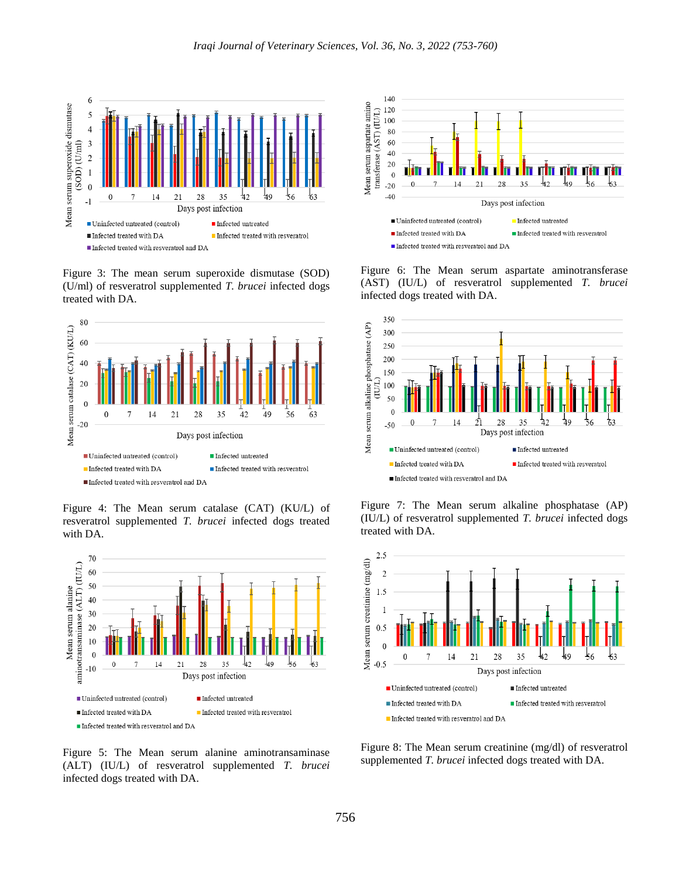Figure 3: The mean serum superoxide dismutase (SOD) (U/ml) of resveratrol supplemented *T. brucei* infected dogs treated with DA.

Figure 4: The Mean serum catalase (CAT) (KU/L) of resveratrol supplemented *T. brucei* infected dogs treated with DA.

Figure 5: The Mean serum alanine aminotransaminase (ALT) (IU/L) of resveratrol supplemented *T. brucei* infected dogs treated with DA.

Figure 6: The Mean serum aspartate aminotransferase (AST) (IU/L) of resveratrol supplemented *T. brucei* infected dogs treated with DA.

Figure 7: The Mean serum alkaline phosphatase (AP) (IU/L) of resveratrol supplemented *T. brucei* infected dogs treated with DA.

Figure 8: The Mean serum creatinine (mg/dl) of resveratrol supplemented *T. brucei* infected dogs treated with DA.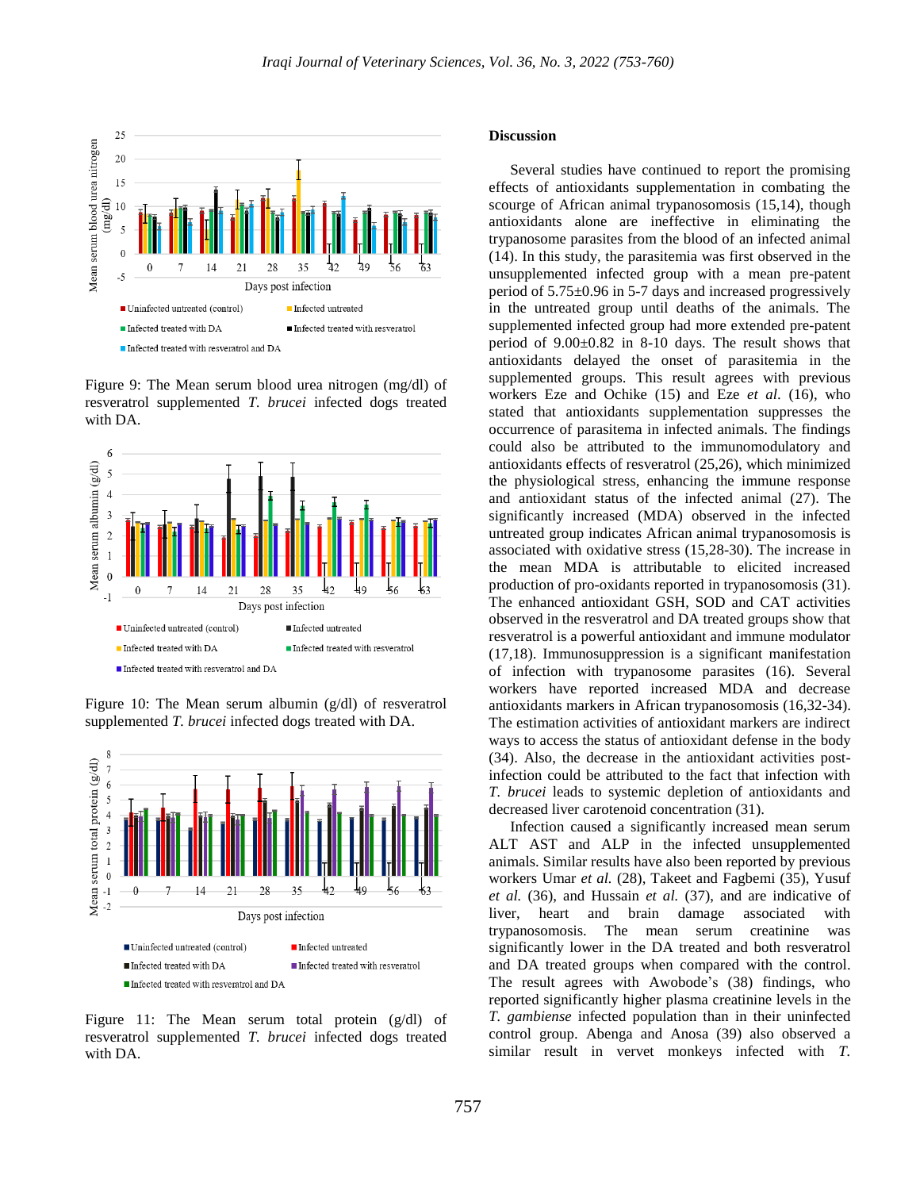Figure 9: The Mean serum blood urea nitrogen (mg/dl) of resveratrol supplemented *T. brucei* infected dogs treated with DA.

Figure 10: The Mean serum albumin (g/dl) of resveratrol supplemented *T. brucei* infected dogs treated with DA.

Figure 11: The Mean serum total protein (g/dl) of resveratrol supplemented *T. brucei* infected dogs treated with DA.

## Discussion

Several studies have continued to report the promising effects of antioxidants supplementation in combating the scourge of African animal trypanosomosis (15,14), though antioxidants alone are ineffective in eliminating the trypanosome parasites from the blood of an infected animal (14). In this study, the parasitemia was first observed in the unsupplemented infected group with a mean pre-patent period of 5.75±0.96 in 5-7 days and increased progressively in the untreated group until deaths of the animals. The supplemented infected group had more extended pre-patent period of 9.00±0.82 in 8-10 days. The result shows that antioxidants delayed the onset of parasitemia in the supplemented groups. This result agrees with previous workers Eze and Ochike (15) and Eze *et al.* (16), who stated that antioxidants supplementation suppresses the occurrence of parasitema in infected animals. The findings could also be attributed to the immunomodulatory and antioxidants effects of resveratrol (25,26), which minimized the physiological stress, enhancing the immune response and antioxidant status of the infected animal (27). The significantly increased (MDA) observed in the infected untreated group indicates African animal trypanosomosis is associated with oxidative stress (15,28-30). The increase in the mean MDA is attributable to elicited increased production of pro-oxidants reported in trypanosomosis (31). The enhanced antioxidant GSH, SOD and CAT activities observed in the resveratrol and DA treated groups show that resveratrol is a powerful antioxidant and immune modulator (17,18). Immunosuppression is a significant manifestation of infection with trypanosome parasites (16). Several workers have reported increased MDA and decrease antioxidants markers in African trypanosomosis (16,32-34). The estimation activities of antioxidant markers are indirect ways to access the status of antioxidant defense in the body (34). Also, the decrease in the antioxidant activities post-infection could be attributed to the fact that infection with *T. brucei* leads to systemic depletion of antioxidants and decreased liver carotenoid concentration (31).

Infection caused a significantly increased mean serum ALT AST and ALP in the infected unsupplemented animals. Similar results have also been reported by previous workers Umar *et al.* (28), Takeet and Fagbemi (35), Yusuf *et al.* (36), and Hussain *et al.* (37), and are indicative of liver, heart and brain damage associated with trypanosomosis. The mean serum creatinine was significantly lower in the DA treated and both resveratrol and DA treated groups when compared with the control. The result agrees with Awobode's (38) findings, who reported significantly higher plasma creatinine levels in the *T. gambiense* infected population than in their uninfected control group. Abenga and Anosa (39) also observed a similar result in vervet monkeys infected with *T.*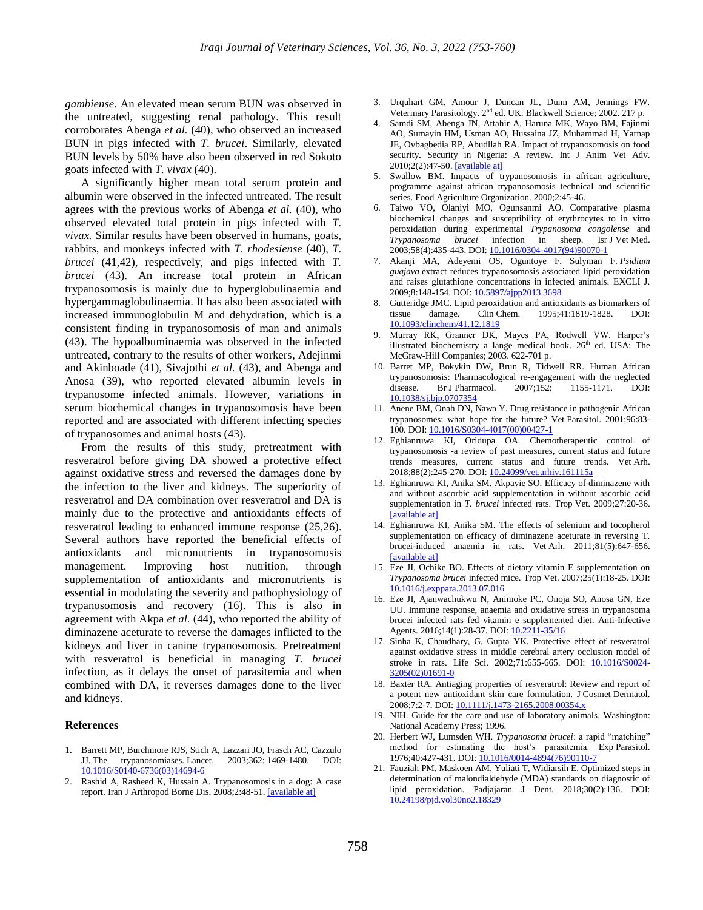*gambiense*. An elevated mean serum BUN was observed in the untreated, suggesting renal pathology. This result corroborates Abenga *et al.* (40), who observed an increased BUN in pigs infected with *T. brucei*. Similarly, elevated BUN levels by 50% have also been observed in red Sokoto goats infected with *T. vivax* (40).

A significantly higher mean total serum protein and albumin were observed in the infected untreated. The result agrees with the previous works of Abenga *et al.* (40), who observed elevated total protein in pigs infected with *T. vivax.* Similar results have been observed in humans, goats, rabbits, and monkeys infected with *T. rhodesiense* (40), *T. brucei* (41,42), respectively, and pigs infected with *T. brucei* (43). An increase total protein in African trypanosomosis is mainly due to hyperglobulinaemia and hypergammaglobulinaemia. It has also been associated with increased immunoglobulin M and dehydration, which is a consistent finding in trypanosomosis of man and animals (43). The hypoalbuminaemia was observed in the infected untreated, contrary to the results of other workers, Adejinmi and Akinboade (41), Sivajothi *et al.* (43), and Abenga and Anosa (39), who reported elevated albumin levels in trypanosome infected animals. However, variations in serum biochemical changes in trypanosomosis have been reported and are associated with different infecting species of trypanosomes and animal hosts (43).

From the results of this study, pretreatment with resveratrol before giving DA showed a protective effect against oxidative stress and reversed the damages done by the infection to the liver and kidneys. The superiority of resveratrol and DA combination over resveratrol and DA is mainly due to the protective and antioxidants effects of resveratrol leading to enhanced immune response (25,26). Several authors have reported the beneficial effects of antioxidants and micronutrients in trypanosomiasis management. Improving host nutrition, through supplementation of antioxidants and micronutrients is essential in modulating the severity and pathophysiology of trypanosomosis and recovery (16). This is also in agreement with Akpa *et al.* (44), who reported the ability of diminazene aceturate to reverse the damages inflicted to the kidneys and liver in canine trypanosomosis. Pretreatment with resveratrol is beneficial in managing *T. brucei* infection, as it delays the onset of parasitemia and when combined with DA, it reverses damages done to the liver and kidneys.

## References

1. Barrett MP, Burchmore RJS, Stich A, Lazzari JO, Frasch AC, Cazzulo JJ. The trypanosomiases. Lancet. 2003;362: 1469-1480. DOI: 10.1016/S0140-6736(03)14694-6
2. Rashid A, Rasheed K, Hussain A. Trypanosomosis in a dog: A case report. Iran J Arthropod Borne Dis. 2008;2:48-51. [available at]
3. Urquhart GM, Amour J, Duncan JL, Dunn AM, Jennings FW. Veterinary Parasitology. 2nd ed. UK: Blackwell Science; 2002. 217 p.
4. Samdi SM, Abenga JN, Attahir A, Haruna MK, Wayo BM, Fajinmi AO, Sumayin HM, Usman AO, Hussaina JZ, Muhammad H, Yarnap JE, Ovbagbedia RP, Abudllah RA. Impact of trypanosomosis on food security. Security in Nigeria: A review. Int J Anim Vet Adv. 2010;2(2):47-50. [available at]
5. Swallow BM. Impacts of trypanosomosis in african agriculture, programme against african trypanosomosis technical and scientific series. Food Agriculture Organization. 2000;2:45-46.
6. Taiwo VO, Olaniyi MO, Ogunsanmi AO. Comparative plasma biochemical changes and susceptibility of erythrocytes to in vitro peroxidation during experimental *Trypanosoma congolense* and *Trypanosoma brucei* infection in sheep. Isr J Vet Med. 2003;58(4):435-443. DOI: 10.1016/0304-4017(94)90070-1
7. Akanji MA, Adeyemi OS, Oguntoye F, Sulyman F. *Psidium guajava* extract reduces trypanosomosis associated lipid peroxidation and raises glutathione concentrations in infected animals. EXCLI J. 2009;8:148-154. DOI: 10.5897/ajpp2013.3698
8. Gutteridge JMC. Lipid peroxidation and antioxidants as biomarkers of tissue damage. Clin Chem. 1995;41:1819-1828. DOI: 10.1093/clinchem/41.12.1819
9. Murray RK, Granner DK, Mayes PA, Rodwell VW. Harper's illustrated biochemistry a lange medical book. 26th ed. USA: The McGraw-Hill Companies; 2003. 622-701 p.
10. Barret MP, Bokykin DW, Brun R, Tidwell RR. Human African trypanosomosis: Pharmacological re-engagement with the neglected disease. Br J Pharmacol. 2007;152: 1155-1171. DOI: 10.1038/sj.bjp.0707354
11. Anene BM, Onah DN, Nawa Y. Drug resistance in pathogenic African trypanosomes: what hope for the future? Vet Parasitol. 2001;96:83-100. DOI: 10.1016/S0304-4017(00)00427-1
12. Eghianruwa KI, Oridupa OA. Chemotherapeutic control of trypanosomosis -a review of past measures, current status and future trends measures, current status and future trends. Vet Arh. 2018;88(2):245-270. DOI: 10.24099/vet.arhiv.161115a
13. Eghianruwa KI, Anika SM, Akpavie SO. Efficacy of diminazene with and without ascorbic acid supplementation in without ascorbic acid supplementation in *T. brucei* infected rats. Trop Vet. 2009;27:20-36. [available at]
14. Eghianruwa KI, Anika SM. The effects of selenium and tocopherol supplementation on efficacy of diminazene aceturate in reversing T. brucei-induced anaemia in rats. Vet Arh. 2011;81(5):647-656. [available at]
15. Eze JI, Ochike BO. Effects of dietary vitamin E supplementation on *Trypanosoma brucei* infected mice. Trop Vet. 2007;25(1):18-25. DOI: 10.1016/j.exppara.2013.07.016
16. Eze JI, Ajanwachukwu N, Animoke PC, Onoja SO, Anosa GN, Eze UU. Immune response, anaemia and oxidative stress in trypanosoma brucei infected rats fed vitamin e supplemented diet. Anti-Infective Agents. 2016;14(1):28-37. DOI: 10.2211-35/16
17. Sinha K, Chaudhary, G, Gupta YK. Protective effect of resveratrol against oxidative stress in middle cerebral artery occlusion model of stroke in rats. Life Sci. 2002;71:655-665. DOI: 10.1016/S0024-3205(02)01691-0
18. Baxter RA. Antiaging properties of resveratrol: Review and report of a potent new antioxidant skin care formulation. J Cosmet Dermatol. 2008;7:2-7. DOI: 10.1111/j.1473-2165.2008.00354.x
19. NIH. Guide for the care and use of laboratory animals. Washington: National Academy Press; 1996.
20. Herbert WJ, Lumsden WH. *Trypanosoma brucei*: a rapid "matching" method for estimating the host's parasitemia. Exp Parasitol. 1976;40:427-431. DOI: 10.1016/0014-4894(76)90110-7
21. Fauziah PM, Maskoen AM, Yuliati T, Widiarsih E. Optimized steps in determination of malondialdehyde (MDA) standards on diagnostic of lipid peroxidation. Padjajaran J Dent. 2018;30(2):136. DOI: 10.24198/pjd.vol30no2.18329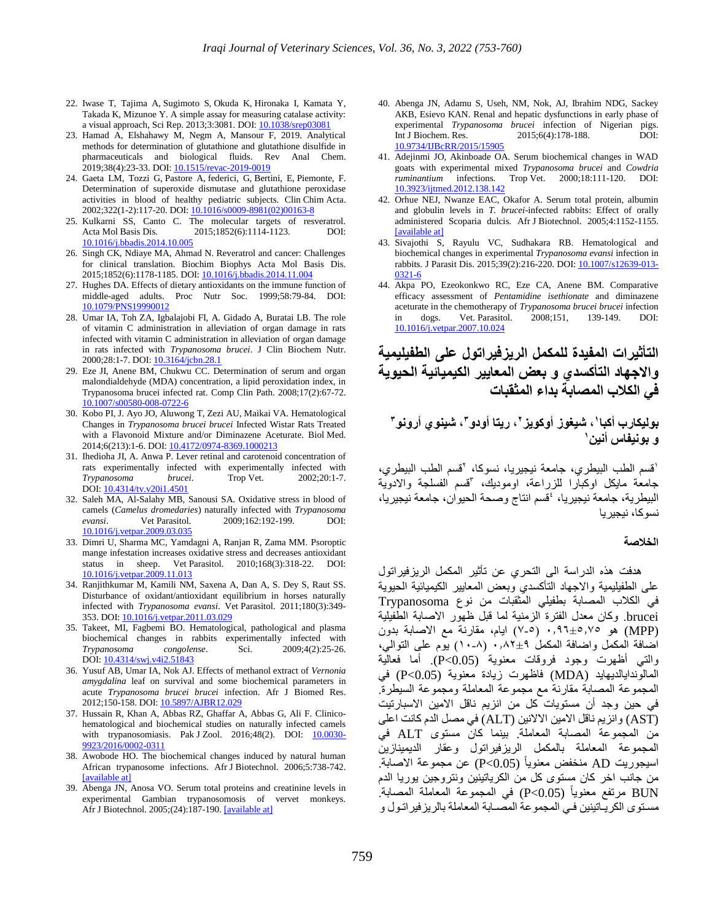22. Iwase T, Tajima A, Sugimoto S, Okuda K, Hironaka I, Kamata Y, Takada K, Mizunoe Y. A simple assay for measuring catalase activity: a visual approach, Sci Rep. 2013;3:3081. DOI: 10.1038/srep03081
23. Hamad A, Elshahawy M, Negm A, Mansour F, 2019. Analytical methods for determination of glutathione and glutathione disulfide in pharmaceuticals and biological fluids. Rev Anal Chem. 2019;38(4):23-33. DOI: 10.1515/revac-2019-0019
24. Gaeta LM, Tozzi G, Pastore A, federici, G, Bertini, E, Piemonte, F. Determination of superoxide dismutase and glutathione peroxidase activities in blood of healthy pediatric subjects. Clin Chim Acta. 2002;322(1-2):117-20. DOI: 10.1016/s0009-8981(02)00163-8
25. Kulkarni SS, Canto C. The molecular targets of resveratrol. Acta Mol Basis Dis. 2015;1852(6):1114-1123. DOI: 10.1016/j.bbadis.2014.10.005
26. Singh CK, Ndiaye MA, Ahmad N. Reveratrol and cancer: Challenges for clinical translation. Biochim Biophys Acta Mol Basis Dis. 2015;1852(6):1178-1185. DOI: 10.1016/j.bbadis.2014.11.004
27. Hughes DA. Effects of dietary antioxidants on the immune function of middle-aged adults. Proc Nutr Soc. 1999;58:79-84. DOI: 10.1079/PNS19990012
28. Umar IA, Toh ZA, Igbalajobi FI, A. Gidado A, Buratai LB. The role of vitamin C administration in alleviation of organ damage in rats infected with vitamin C administration in alleviation of organ damage in rats infected with *Trypanosoma brucei*. J Clin Biochem Nutr. 2000;28:1-7. DOI: 10.3164/jcbn.28.1
29. Eze JI, Anene BM, Chukwu CC. Determination of serum and organ malondialdehyde (MDA) concentration, a lipid peroxidation index, in Trypanosoma brucei infected rat. Comp Clin Path. 2008;17(2):67-72. 10.1007/s00580-008-0722-6
30. Kobo PI, J. Ayo JO, Aluwong T, Zezi AU, Maikai VA. Hematological Changes in *Trypanosoma brucei brucei* Infected Wistar Rats Treated with a Flavonoid Mixture and/or Diminazene Aceturate. Biol Med. 2014;6(213):1-6. DOI: 10.4172/0974-8369.1000213
31. Ihedioha JI, A. Anwa P. Lever retinal and carotenoid concentration of rats experimentally infected with experimentally infected with *Trypanosoma brucei*. Trop Vet. 2002;20:1-7. DOI: 10.4314/tv.v20i1.4501
32. Saleh MA, Al-Salahy MB, Sanousi SA. Oxidative stress in blood of camels (*Camelus dromedaries*) naturally infected with *Trypanosoma evansi*. Vet Parasitol. 2009;162:192-199. DOI: 10.1016/j.vetpar.2009.03.035
33. Dimri U, Sharma MC, Yamdagni A, Ranjan R, Zama MM. Psoroptic mange infestation increases oxidative stress and decreases antioxidant status in sheep. Vet Parasitol. 2010;168(3):318-22. DOI: 10.1016/j.vetpar.2009.11.013
34. Ranjithkumar M, Kamili NM, Saxena A, Dan A, S. Dey S, Raut SS. Disturbance of oxidant/antioxidant equilibrium in horses naturally infected with *Trypanosoma evansi*. Vet Parasitol. 2011;180(3):349-353. DOI: 10.1016/j.vetpar.2011.03.029
35. Takeet, MI, Fagbemi BO. Hematological, pathological and plasma biochemical changes in rabbits experimentally infected with *Trypanosoma congolense*. Sci. 2009;4(2):25-26. DOI: 10.4314/swj.v4i2.51843
36. Yusuf AB, Umar IA, Nok AJ. Effects of methanol extract of *Vernonia amygdalina* leaf on survival and some biochemical parameters in acute *Trypanosoma brucei brucei* infection. Afr J Biomed Res. 2012;150-158. DOI: 10.5897/AJBR12.029
37. Hussain R, Khan A, Abbas RZ, Ghaffar A, Abbas G, Ali F. Clinico-hematological and biochemical studies on naturally infected camels with trypanosomiasis. Pak J Zool. 2016;48(2). DOI: 10.0030-9923/2016/0002-0311
38. Awobode HO. The biochemical changes induced by natural human African trypanosome infections. Afr J Biotechnol. 2006;5:738-742. [available at]
39. Abenga JN, Anosa VO. Serum total proteins and creatinine levels in experimental Gambian trypanosomosis of vervet monkeys. Afr J Biotechnol. 2005;(24):187-190. [available at]
40. Abenga JN, Adamu S, Useh, NM, Nok, AJ, Ibrahim NDG, Sackey AKB, Esievo KAN. Renal and hepatic dysfunctions in early phase of experimental *Trypanosoma brucei* infection of Nigerian pigs. Int J Biochem. Res. 2015;6(4):178-188. DOI: 10.9734/IJBcRR/2015/15905
41. Adejinmi JO, Akinboade OA. Serum biochemical changes in WAD goats with experimental mixed *Trypanosoma brucei* and *Cowdria ruminantium* infections. Trop Vet. 2000;18:111-120. DOI: 10.3923/ijtmed.2012.138.142
42. Orhue NEJ, Nwanze EAC, Okafor A. Serum total protein, albumin and globulin levels in *T. brucei*-infected rabbits: Effect of orally administered Scoparia dulcis. Afr J Biotechnol. 2005;4:1152-1155. [available at]
43. Sivajothi S, Rayulu VC, Sudhakara RB. Hematological and biochemical changes in experimental *Trypanosoma evansi* infection in rabbits. J Parasit Dis. 2015;39(2):216-220. DOI: 10.1007/s12639-013-0321-6
44. Akpa PO, Ezeokonkwo RC, Eze CA, Anene BM. Comparative efficacy assessment of *Pentamidine isethionate* and diminazene aceturate in the chemotherapy of *Trypanosoma brucei brucei* infection in dogs. Vet. Parasitol. 2008;151, 139-149. DOI: 10.1016/j.vetpar.2007.10.024

# التأثيرات المفيدة للمكمل الريزفيراتول على الطفيلمية والاجهاد التأكسدي و بعض المعايير الكيميائية الحيوية في الكلاب المصابة بداء المثقبات

**بوليكارب أكبا[1]، شيغوز أوكويز[2]، ريتا أودو[3]، شينوي أرونو[3] و بونيفاس أنين[1]**

[1]قسم الطب البيطري، جامعة نيجيريا، نسوكا، [2]قسم الطب البيطري، جامعة مايكل اوكبارا للزراعة، اوموديك، [3]قسم الفسلجة والادوية البيطرية، جامعة نيجيريا، [4]قسم انتاج وصحة الحيوان، جامعة نيجيريا، نسوكا، نيجيريا

## الخلاصة

هدفت هذه الدراسة الى التحري عن تأثير المكمل الريزفيراتول على الطفيلمية والاجهاد التأكسدي وبعض المعايير الكيميائية الحيوية في الكلاب المصابة بطفيلي المثقبات من نوع Trypanosoma brucei. وكان معدل الفترة الزمنية لما قبل ظهور الاصابة الطفيلية (MPP) هو ٥,٧٥±٠,٩٦ (٥-٧) ايام، مقارنة مع الاصابة بدون اضافة المكمل واضافة المكمل ٩±٠,٨٢ (٨-١٠) يوم على التوالي، والتي أظهرت وجود فروقات معنوية (P<0.05). أما فعالية المالونداليديهايد (MDA) فاظهرت زيادة معنوية (P<0.05) في المجموعة المصابة مقارنة مع مجموعة المعاملة ومجموعة السيطرة. في حين وجد أن مستويات كل من انزيم ناقل الامين الاسبارتيت (AST) وانزيم ناقل الامين الالانين (ALT) في مصل الدم كانت اعلى من المجموعة المصابة المعاملة. بينما كان مستوى ALT في المجموعة المعاملة بالمكمل الريزفيراتول وعقار الديمينازين اسيجوريت AD منخفض معنوياً (P<0.05) عن مجموعة الاصابة. من جانب اخر كان مستوى كل من الكرياتينين ونتروجين يوريا الدم BUN مرتفع معنوياً (P<0.05) في المجموعة المعاملة المصابة. مستوى الكرياتينين في المجموعة المصابة المعاملة بالريزفيراتول و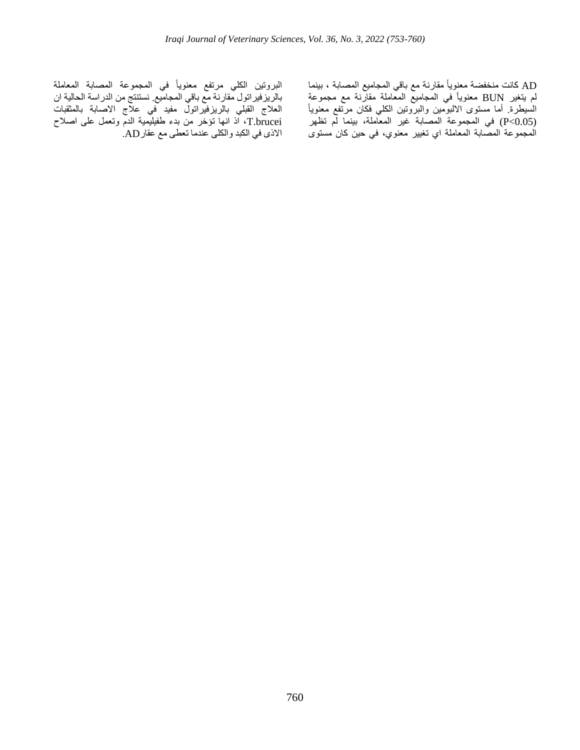AD كانت منخفضة معنوياً مقارنة مع باقي المجاميع المصابة ، بينما لم يتغير BUN معنوياً في المجاميع المعاملة مقارنة مع مجموعة السيطرة. أما مستوى الالبومين والبروتين الكلي فكان مرتفع معنوياً (P<0.05) في المجموعة المصابة غير المعاملة، بينما لم تظهر المجموعة المصابة المعاملة اي تغيير معنوي، في حين كان مستوى البروتين الكلي مرتفع معنوياً في المجموعة المصابة المعاملة بالريزفيراتول مقارنة مع باقي المجاميع. نستنتج من الدراسة الحالية ان العلاج القبلي بالريزفيراتول مفيد في علاج الاصابة بالمثقبات T.brucei، اذ انها تؤخر من بدء طفيليمية الدم وتعمل على اصلاح الاذى في الكبد والكلى عندما تعطى مع عقارAD.